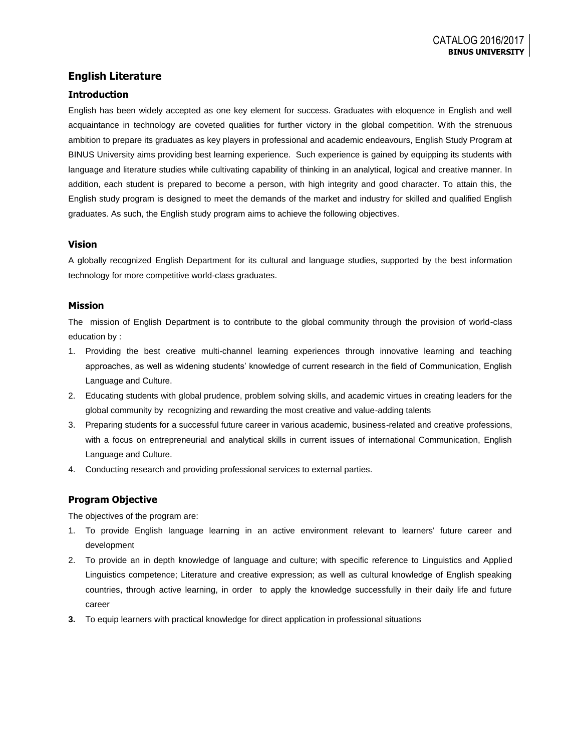# English Literature

## Introduction

English has been widely accepted as one key element for success. Graduates with eloquence in English and well acquaintance in technology are coveted qualities for further victory in the global competition. With the strenuous ambition to prepare its graduates as key players in professional and academic endeavours, English Study Program at BINUS University aims providing best learning experience. Such experience is gained by equipping its students with language and literature studies while cultivating capability of thinking in an analytical, logical and creative manner. In addition, each student is prepared to become a person, with high integrity and good character. To attain this, the English study program is designed to meet the demands of the market and industry for skilled and qualified English graduates. As such, the English study program aims to achieve the following objectives.

## Vision

A globally recognized English Department for its cultural and language studies, supported by the best information technology for more competitive world-class graduates.

## Mission

The mission of English Department is to contribute to the global community through the provision of world-class education by :

1. Providing the best creative multi-channel learning experiences through innovative learning and teaching approaches, as well as widening students' knowledge of current research in the field of Communication, English Language and Culture.
2. Educating students with global prudence, problem solving skills, and academic virtues in creating leaders for the global community by recognizing and rewarding the most creative and value-adding talents
3. Preparing students for a successful future career in various academic, business-related and creative professions, with a focus on entrepreneurial and analytical skills in current issues of international Communication, English Language and Culture.
4. Conducting research and providing professional services to external parties.

## Program Objective

The objectives of the program are:

1. To provide English language learning in an active environment relevant to learners' future career and development
2. To provide an in depth knowledge of language and culture; with specific reference to Linguistics and Applied Linguistics competence; Literature and creative expression; as well as cultural knowledge of English speaking countries, through active learning, in order to apply the knowledge successfully in their daily life and future career
3. To equip learners with practical knowledge for direct application in professional situations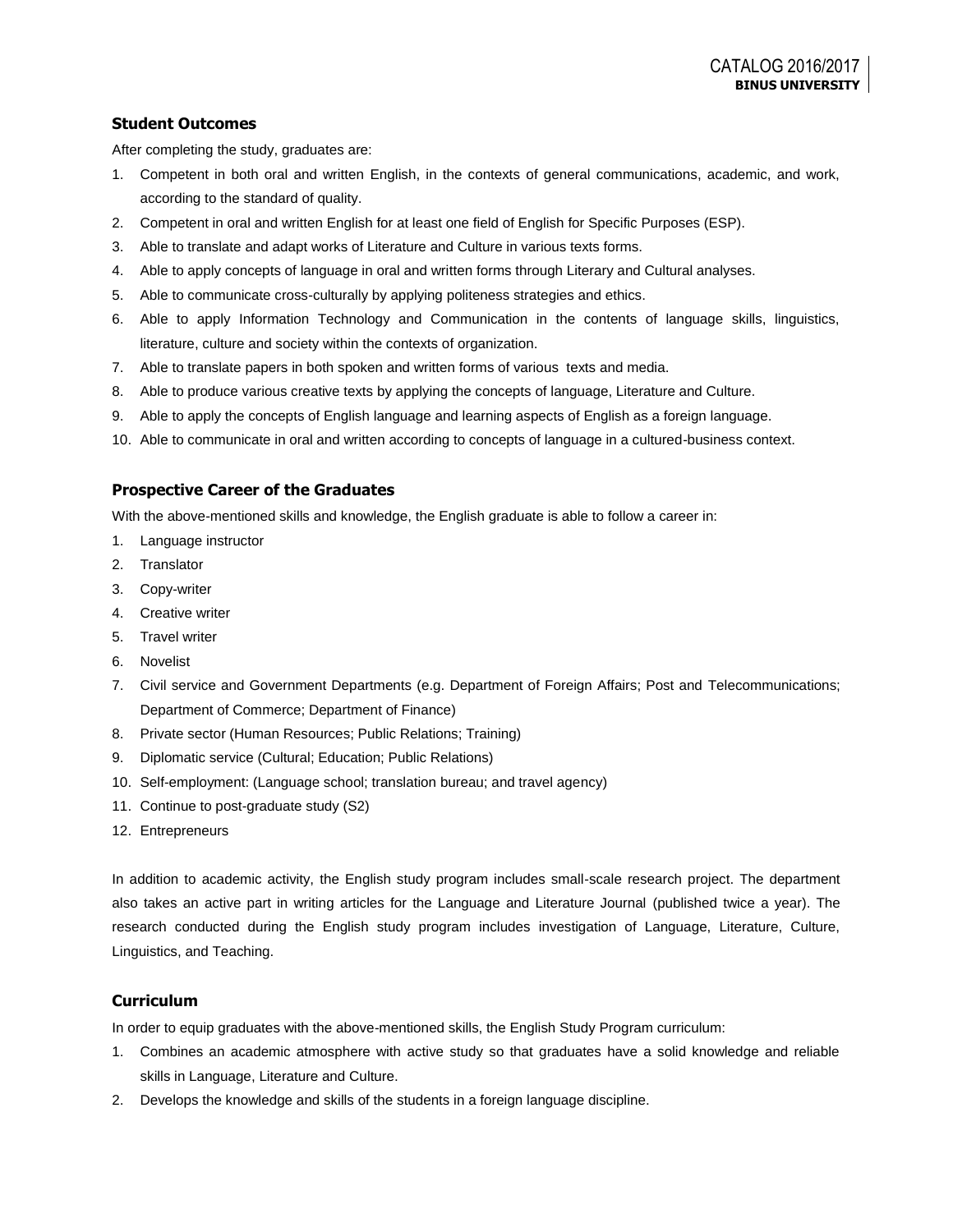### Student Outcomes

After completing the study, graduates are:

1. Competent in both oral and written English, in the contexts of general communications, academic, and work, according to the standard of quality.
2. Competent in oral and written English for at least one field of English for Specific Purposes (ESP).
3. Able to translate and adapt works of Literature and Culture in various texts forms.
4. Able to apply concepts of language in oral and written forms through Literary and Cultural analyses.
5. Able to communicate cross-culturally by applying politeness strategies and ethics.
6. Able to apply Information Technology and Communication in the contents of language skills, linguistics, literature, culture and society within the contexts of organization.
7. Able to translate papers in both spoken and written forms of various texts and media.
8. Able to produce various creative texts by applying the concepts of language, Literature and Culture.
9. Able to apply the concepts of English language and learning aspects of English as a foreign language.
10. Able to communicate in oral and written according to concepts of language in a cultured-business context.

### Prospective Career of the Graduates

With the above-mentioned skills and knowledge, the English graduate is able to follow a career in:

1. Language instructor
2. Translator
3. Copy-writer
4. Creative writer
5. Travel writer
6. Novelist
7. Civil service and Government Departments (e.g. Department of Foreign Affairs; Post and Telecommunications; Department of Commerce; Department of Finance)
8. Private sector (Human Resources; Public Relations; Training)
9. Diplomatic service (Cultural; Education; Public Relations)
10. Self-employment: (Language school; translation bureau; and travel agency)
11. Continue to post-graduate study (S2)
12. Entrepreneurs

In addition to academic activity, the English study program includes small-scale research project. The department also takes an active part in writing articles for the Language and Literature Journal (published twice a year). The research conducted during the English study program includes investigation of Language, Literature, Culture, Linguistics, and Teaching.

### Curriculum

In order to equip graduates with the above-mentioned skills, the English Study Program curriculum:

1. Combines an academic atmosphere with active study so that graduates have a solid knowledge and reliable skills in Language, Literature and Culture.
2. Develops the knowledge and skills of the students in a foreign language discipline.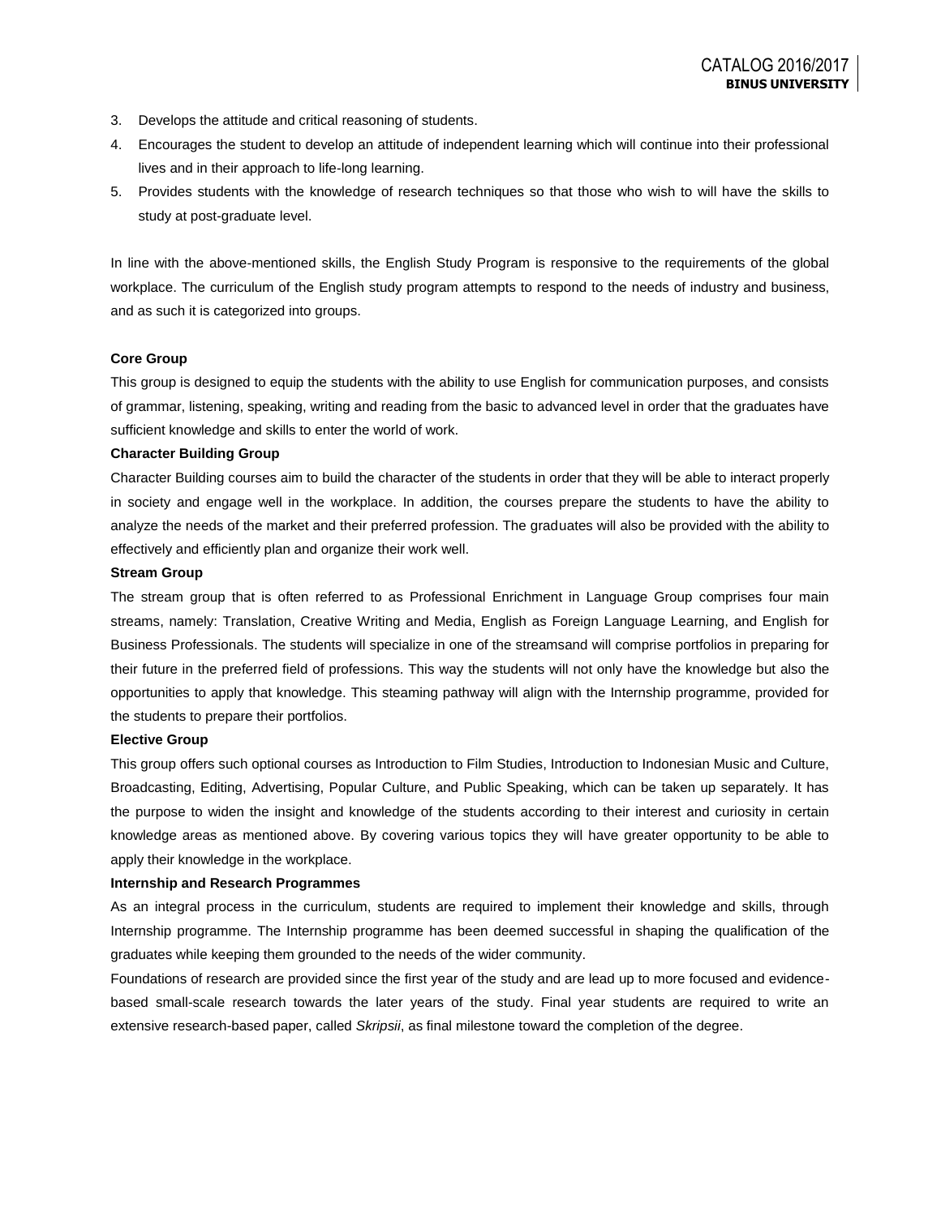3. Develops the attitude and critical reasoning of students.
4. Encourages the student to develop an attitude of independent learning which will continue into their professional lives and in their approach to life-long learning.
5. Provides students with the knowledge of research techniques so that those who wish to will have the skills to study at post-graduate level.

In line with the above-mentioned skills, the English Study Program is responsive to the requirements of the global workplace. The curriculum of the English study program attempts to respond to the needs of industry and business, and as such it is categorized into groups.

**Core Group**

This group is designed to equip the students with the ability to use English for communication purposes, and consists of grammar, listening, speaking, writing and reading from the basic to advanced level in order that the graduates have sufficient knowledge and skills to enter the world of work.

**Character Building Group**

Character Building courses aim to build the character of the students in order that they will be able to interact properly in society and engage well in the workplace. In addition, the courses prepare the students to have the ability to analyze the needs of the market and their preferred profession. The graduates will also be provided with the ability to effectively and efficiently plan and organize their work well.

**Stream Group**

The stream group that is often referred to as Professional Enrichment in Language Group comprises four main streams, namely: Translation, Creative Writing and Media, English as Foreign Language Learning, and English for Business Professionals. The students will specialize in one of the streamsand will comprise portfolios in preparing for their future in the preferred field of professions. This way the students will not only have the knowledge but also the opportunities to apply that knowledge. This steaming pathway will align with the Internship programme, provided for the students to prepare their portfolios.

**Elective Group**

This group offers such optional courses as Introduction to Film Studies, Introduction to Indonesian Music and Culture, Broadcasting, Editing, Advertising, Popular Culture, and Public Speaking, which can be taken up separately. It has the purpose to widen the insight and knowledge of the students according to their interest and curiosity in certain knowledge areas as mentioned above. By covering various topics they will have greater opportunity to be able to apply their knowledge in the workplace.

**Internship and Research Programmes**

As an integral process in the curriculum, students are required to implement their knowledge and skills, through Internship programme. The Internship programme has been deemed successful in shaping the qualification of the graduates while keeping them grounded to the needs of the wider community.

Foundations of research are provided since the first year of the study and are lead up to more focused and evidence-based small-scale research towards the later years of the study. Final year students are required to write an extensive research-based paper, called *Skripsii*, as final milestone toward the completion of the degree.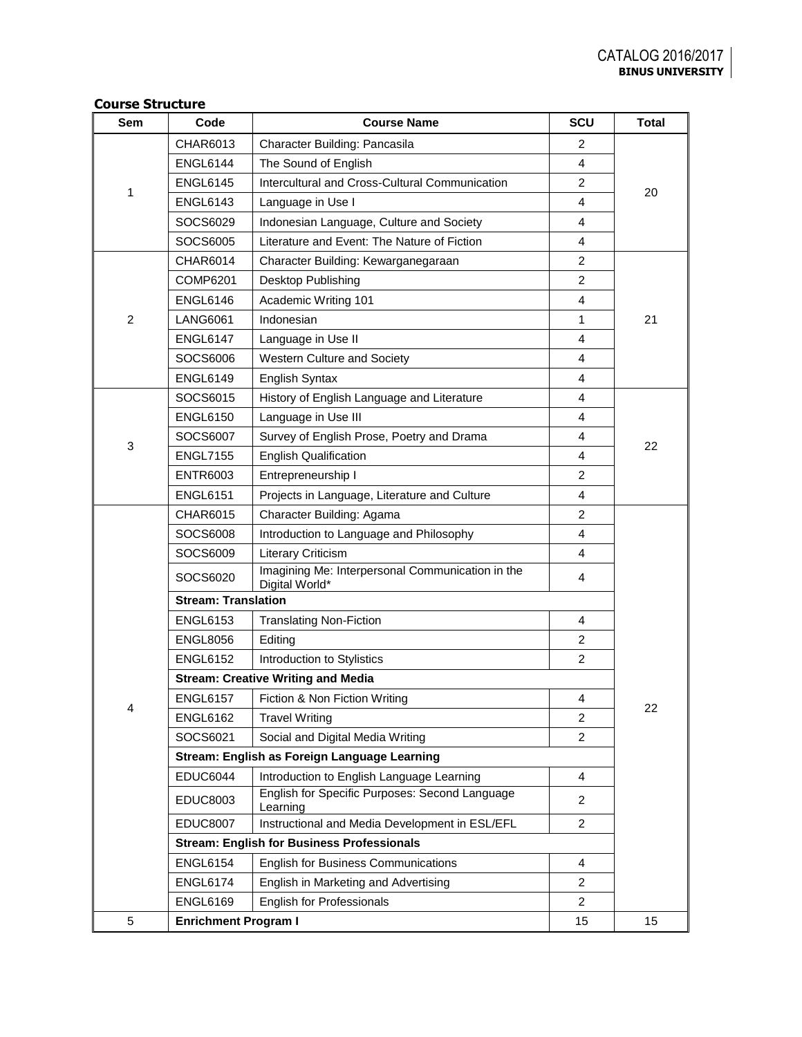### Course Structure

| Sem | Code | Course Name | SCU | Total |
|---|---|---|---|---|
| 1 | CHAR6013 | Character Building: Pancasila | 2 | 20 |
| | ENGL6144 | The Sound of English | 4 | |
| | ENGL6145 | Intercultural and Cross-Cultural Communication | 2 | |
| | ENGL6143 | Language in Use I | 4 | |
| | SOCS6029 | Indonesian Language, Culture and Society | 4 | |
| | SOCS6005 | Literature and Event: The Nature of Fiction | 4 | |
| 2 | CHAR6014 | Character Building: Kewarganegaraan | 2 | 21 |
| | COMP6201 | Desktop Publishing | 2 | |
| | ENGL6146 | Academic Writing 101 | 4 | |
| | LANG6061 | Indonesian | 1 | |
| | ENGL6147 | Language in Use II | 4 | |
| | SOCS6006 | Western Culture and Society | 4 | |
| | ENGL6149 | English Syntax | 4 | |
| 3 | SOCS6015 | History of English Language and Literature | 4 | 22 |
| | ENGL6150 | Language in Use III | 4 | |
| | SOCS6007 | Survey of English Prose, Poetry and Drama | 4 | |
| | ENGL7155 | English Qualification | 4 | |
| | ENTR6003 | Entrepreneurship I | 2 | |
| | ENGL6151 | Projects in Language, Literature and Culture | 4 | |
| 4 | CHAR6015 | Character Building: Agama | 2 | 22 |
| | SOCS6008 | Introduction to Language and Philosophy | 4 | |
| | SOCS6009 | Literary Criticism | 4 | |
| | SOCS6020 | Imagining Me: Interpersonal Communication in the Digital World* | 4 | |
| | **Stream: Translation** | | | |
| | ENGL6153 | Translating Non-Fiction | 4 | |
| | ENGL8056 | Editing | 2 | |
| | ENGL6152 | Introduction to Stylistics | 2 | |
| | **Stream: Creative Writing and Media** | | | |
| | ENGL6157 | Fiction & Non Fiction Writing | 4 | |
| | ENGL6162 | Travel Writing | 2 | |
| | SOCS6021 | Social and Digital Media Writing | 2 | |
| | **Stream: English as Foreign Language Learning** | | | |
| | EDUC6044 | Introduction to English Language Learning | 4 | |
| | EDUC8003 | English for Specific Purposes: Second Language Learning | 2 | |
| | EDUC8007 | Instructional and Media Development in ESL/EFL | 2 | |
| | **Stream: English for Business Professionals** | | | |
| | ENGL6154 | English for Business Communications | 4 | |
| | ENGL6174 | English in Marketing and Advertising | 2 | |
| | ENGL6169 | English for Professionals | 2 | |
| 5 | **Enrichment Program I** | | 15 | 15 |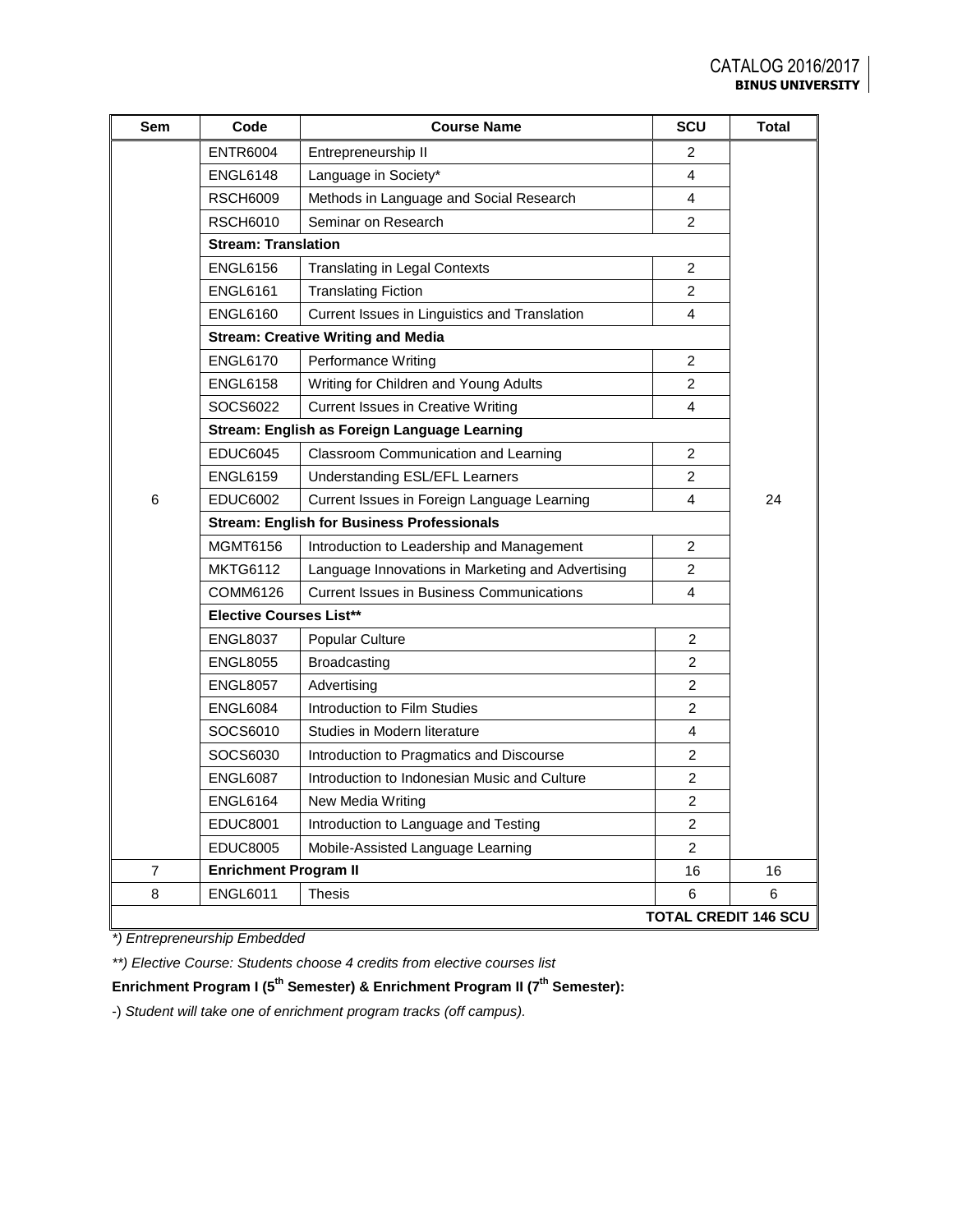| Sem | Code | Course Name | SCU | Total |
|---|---|---|---|---|
| 6 | ENTR6004 | Entrepreneurship II | 2 | 24 |
| | ENGL6148 | Language in Society* | 4 | |
| | RSCH6009 | Methods in Language and Social Research | 4 | |
| | RSCH6010 | Seminar on Research | 2 | |
| | **Stream: Translation** | | | |
| | ENGL6156 | Translating in Legal Contexts | 2 | |
| | ENGL6161 | Translating Fiction | 2 | |
| | ENGL6160 | Current Issues in Linguistics and Translation | 4 | |
| | **Stream: Creative Writing and Media** | | | |
| | ENGL6170 | Performance Writing | 2 | |
| | ENGL6158 | Writing for Children and Young Adults | 2 | |
| | SOCS6022 | Current Issues in Creative Writing | 4 | |
| | **Stream: English as Foreign Language Learning** | | | |
| | EDUC6045 | Classroom Communication and Learning | 2 | |
| | ENGL6159 | Understanding ESL/EFL Learners | 2 | |
| | EDUC6002 | Current Issues in Foreign Language Learning | 4 | |
| | **Stream: English for Business Professionals** | | | |
| | MGMT6156 | Introduction to Leadership and Management | 2 | |
| | MKTG6112 | Language Innovations in Marketing and Advertising | 2 | |
| | COMM6126 | Current Issues in Business Communications | 4 | |
| | **Elective Courses List**** | | | |
| | ENGL8037 | Popular Culture | 2 | |
| | ENGL8055 | Broadcasting | 2 | |
| | ENGL8057 | Advertising | 2 | |
| | ENGL6084 | Introduction to Film Studies | 2 | |
| | SOCS6010 | Studies in Modern literature | 4 | |
| | SOCS6030 | Introduction to Pragmatics and Discourse | 2 | |
| | ENGL6087 | Introduction to Indonesian Music and Culture | 2 | |
| | ENGL6164 | New Media Writing | 2 | |
| | EDUC8001 | Introduction to Language and Testing | 2 | |
| | EDUC8005 | Mobile-Assisted Language Learning | 2 | |
| 7 | **Enrichment Program II** | | 16 | 16 |
| 8 | ENGL6011 | Thesis | 6 | 6 |
| | | | **TOTAL CREDIT 146 SCU** | |

*\*) Entrepreneurship Embedded*

*\*\*) Elective Course: Students choose 4 credits from elective courses list*

**Enrichment Program I (5th Semester) & Enrichment Program II (7th Semester):**

-) *Student will take one of enrichment program tracks (off campus).*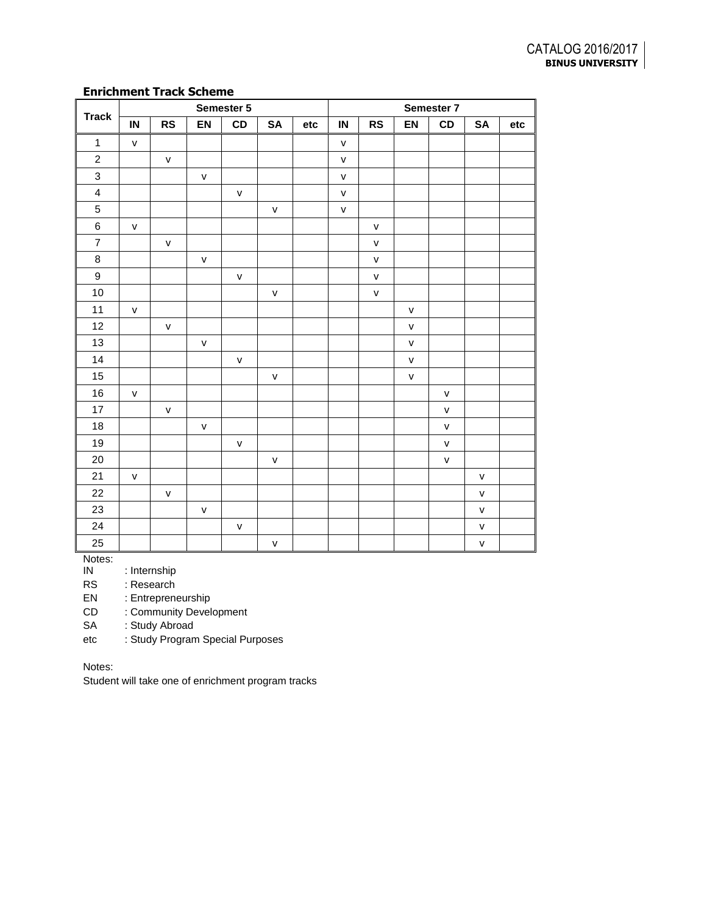**Enrichment Track Scheme**

| Track | Semester 5 | | | | | | Semester 7 | | | | | |
|---|---|---|---|---|---|---|---|---|---|---|---|---|
| | IN | RS | EN | CD | SA | etc | IN | RS | EN | CD | SA | etc |
| 1 | v | | | | | | v | | | | | |
| 2 | | v | | | | | v | | | | | |
| 3 | | | v | | | | v | | | | | |
| 4 | | | | v | | | v | | | | | |
| 5 | | | | | v | | v | | | | | |
| 6 | v | | | | | | | v | | | | |
| 7 | | v | | | | | | v | | | | |
| 8 | | | v | | | | | v | | | | |
| 9 | | | | v | | | | v | | | | |
| 10 | | | | | v | | | v | | | | |
| 11 | v | | | | | | | | v | | | |
| 12 | | v | | | | | | | v | | | |
| 13 | | | v | | | | | | v | | | |
| 14 | | | | v | | | | | v | | | |
| 15 | | | | | v | | | | v | | | |
| 16 | v | | | | | | | | | v | | |
| 17 | | v | | | | | | | | v | | |
| 18 | | | v | | | | | | | v | | |
| 19 | | | | v | | | | | | v | | |
| 20 | | | | | v | | | | | v | | |
| 21 | v | | | | | | | | | | v | |
| 22 | | v | | | | | | | | | v | |
| 23 | | | v | | | | | | | | v | |
| 24 | | | | v | | | | | | | v | |
| 25 | | | | | v | | | | | | v | |

Notes:
IN : Internship
RS : Research
EN : Entrepreneurship
CD : Community Development
SA : Study Abroad
etc : Study Program Special Purposes

Notes:
Student will take one of enrichment program tracks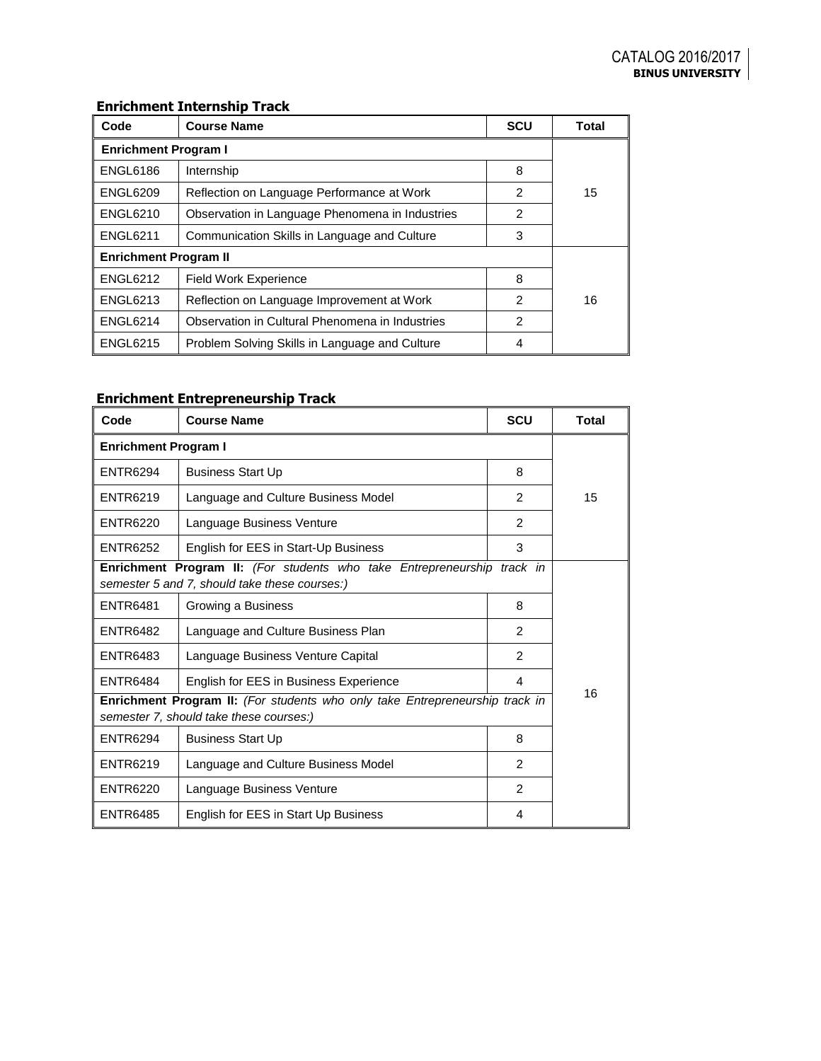### Enrichment Internship Track

| Code | Course Name | SCU | Total |
|---|---|---|---|
| **Enrichment Program I** | | | |
| ENGL6186 | Internship | 8 | 15 |
| ENGL6209 | Reflection on Language Performance at Work | 2 | |
| ENGL6210 | Observation in Language Phenomena in Industries | 2 | |
| ENGL6211 | Communication Skills in Language and Culture | 3 | |
| **Enrichment Program II** | | | |
| ENGL6212 | Field Work Experience | 8 | 16 |
| ENGL6213 | Reflection on Language Improvement at Work | 2 | |
| ENGL6214 | Observation in Cultural Phenomena in Industries | 2 | |
| ENGL6215 | Problem Solving Skills in Language and Culture | 4 | |

### Enrichment Entrepreneurship Track

| Code | Course Name | SCU | Total |
|---|---|---|---|
| **Enrichment Program I** | | | |
| ENTR6294 | Business Start Up | 8 | 15 |
| ENTR6219 | Language and Culture Business Model | 2 | |
| ENTR6220 | Language Business Venture | 2 | |
| ENTR6252 | English for EES in Start-Up Business | 3 | |
| **Enrichment Program II:** *(For students who take Entrepreneurship track in semester 5 and 7, should take these courses:)* | | | |
| ENTR6481 | Growing a Business | 8 | 16 |
| ENTR6482 | Language and Culture Business Plan | 2 | |
| ENTR6483 | Language Business Venture Capital | 2 | |
| ENTR6484 | English for EES in Business Experience | 4 | |
| **Enrichment Program II:** *(For students who only take Entrepreneurship track in semester 7, should take these courses:)* | | | |
| ENTR6294 | Business Start Up | 8 | |
| ENTR6219 | Language and Culture Business Model | 2 | |
| ENTR6220 | Language Business Venture | 2 | |
| ENTR6485 | English for EES in Start Up Business | 4 | |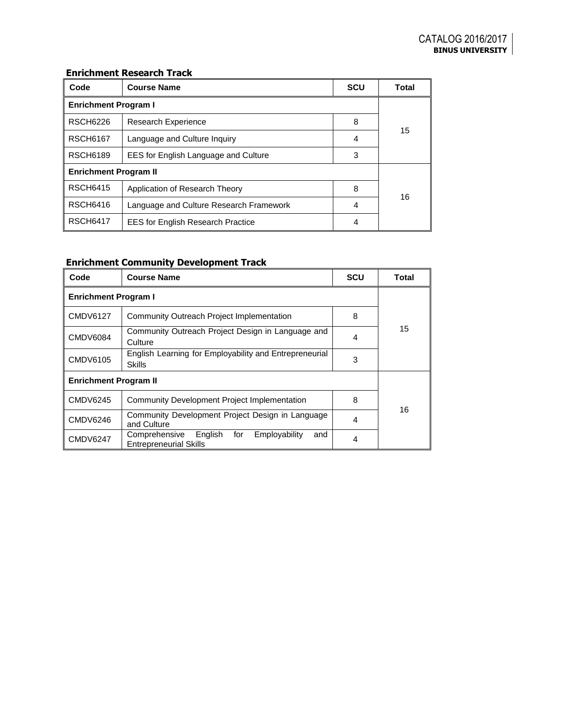**Enrichment Research Track**

| Code | Course Name | SCU | Total |
|---|---|---|---|
| **Enrichment Program I** | | | 15 |
| RSCH6226 | Research Experience | 8 | |
| RSCH6167 | Language and Culture Inquiry | 4 | |
| RSCH6189 | EES for English Language and Culture | 3 | |
| **Enrichment Program II** | | | 16 |
| RSCH6415 | Application of Research Theory | 8 | |
| RSCH6416 | Language and Culture Research Framework | 4 | |
| RSCH6417 | EES for English Research Practice | 4 | |

**Enrichment Community Development Track**

| Code | Course Name | SCU | Total |
|---|---|---|---|
| **Enrichment Program I** | | | 15 |
| CMDV6127 | Community Outreach Project Implementation | 8 | |
| CMDV6084 | Community Outreach Project Design in Language and Culture | 4 | |
| CMDV6105 | English Learning for Employability and Entrepreneurial Skills | 3 | |
| **Enrichment Program II** | | | 16 |
| CMDV6245 | Community Development Project Implementation | 8 | |
| CMDV6246 | Community Development Project Design in Language and Culture | 4 | |
| CMDV6247 | Comprehensive English for Employability and Entrepreneurial Skills | 4 | |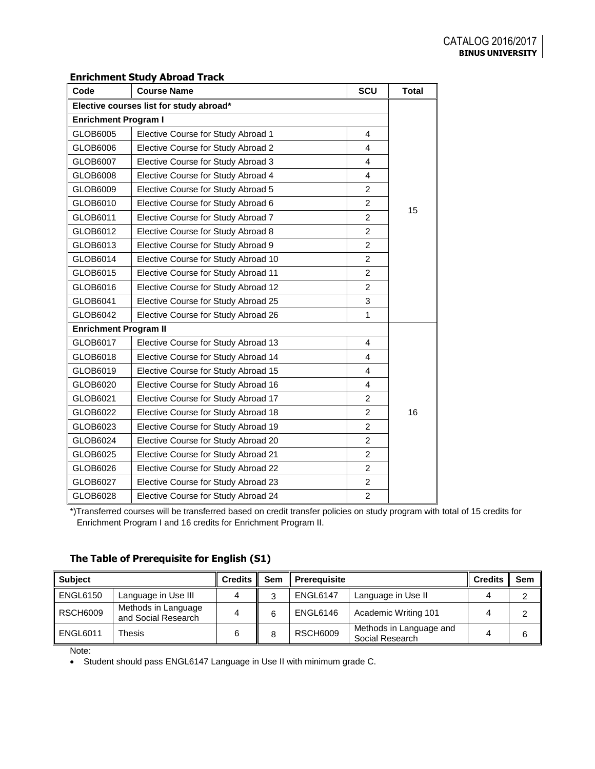### Enrichment Study Abroad Track

| Code | Course Name | SCU | Total |
|---|---|---|---|
| **Elective courses list for study abroad*** | | | |
| **Enrichment Program I** | | | |
| GLOB6005 | Elective Course for Study Abroad 1 | 4 | 15 |
| GLOB6006 | Elective Course for Study Abroad 2 | 4 | |
| GLOB6007 | Elective Course for Study Abroad 3 | 4 | |
| GLOB6008 | Elective Course for Study Abroad 4 | 4 | |
| GLOB6009 | Elective Course for Study Abroad 5 | 2 | |
| GLOB6010 | Elective Course for Study Abroad 6 | 2 | |
| GLOB6011 | Elective Course for Study Abroad 7 | 2 | |
| GLOB6012 | Elective Course for Study Abroad 8 | 2 | |
| GLOB6013 | Elective Course for Study Abroad 9 | 2 | |
| GLOB6014 | Elective Course for Study Abroad 10 | 2 | |
| GLOB6015 | Elective Course for Study Abroad 11 | 2 | |
| GLOB6016 | Elective Course for Study Abroad 12 | 2 | |
| GLOB6041 | Elective Course for Study Abroad 25 | 3 | |
| GLOB6042 | Elective Course for Study Abroad 26 | 1 | |
| **Enrichment Program II** | | | |
| GLOB6017 | Elective Course for Study Abroad 13 | 4 | 16 |
| GLOB6018 | Elective Course for Study Abroad 14 | 4 | |
| GLOB6019 | Elective Course for Study Abroad 15 | 4 | |
| GLOB6020 | Elective Course for Study Abroad 16 | 4 | |
| GLOB6021 | Elective Course for Study Abroad 17 | 2 | |
| GLOB6022 | Elective Course for Study Abroad 18 | 2 | |
| GLOB6023 | Elective Course for Study Abroad 19 | 2 | |
| GLOB6024 | Elective Course for Study Abroad 20 | 2 | |
| GLOB6025 | Elective Course for Study Abroad 21 | 2 | |
| GLOB6026 | Elective Course for Study Abroad 22 | 2 | |
| GLOB6027 | Elective Course for Study Abroad 23 | 2 | |
| GLOB6028 | Elective Course for Study Abroad 24 | 2 | |

*)Transferred courses will be transferred based on credit transfer policies on study program with total of 15 credits for Enrichment Program I and 16 credits for Enrichment Program II.

### The Table of Prerequisite for English (S1)

| Subject | | Credits | Sem | Prerequisite | | Credits | Sem |
|---|---|---|---|---|---|---|---|
| ENGL6150 | Language in Use III | 4 | 3 | ENGL6147 | Language in Use II | 4 | 2 |
| RSCH6009 | Methods in Language and Social Research | 4 | 6 | ENGL6146 | Academic Writing 101 | 4 | 2 |
| ENGL6011 | Thesis | 6 | 8 | RSCH6009 | Methods in Language and Social Research | 4 | 6 |

Note:

- Student should pass ENGL6147 Language in Use II with minimum grade C.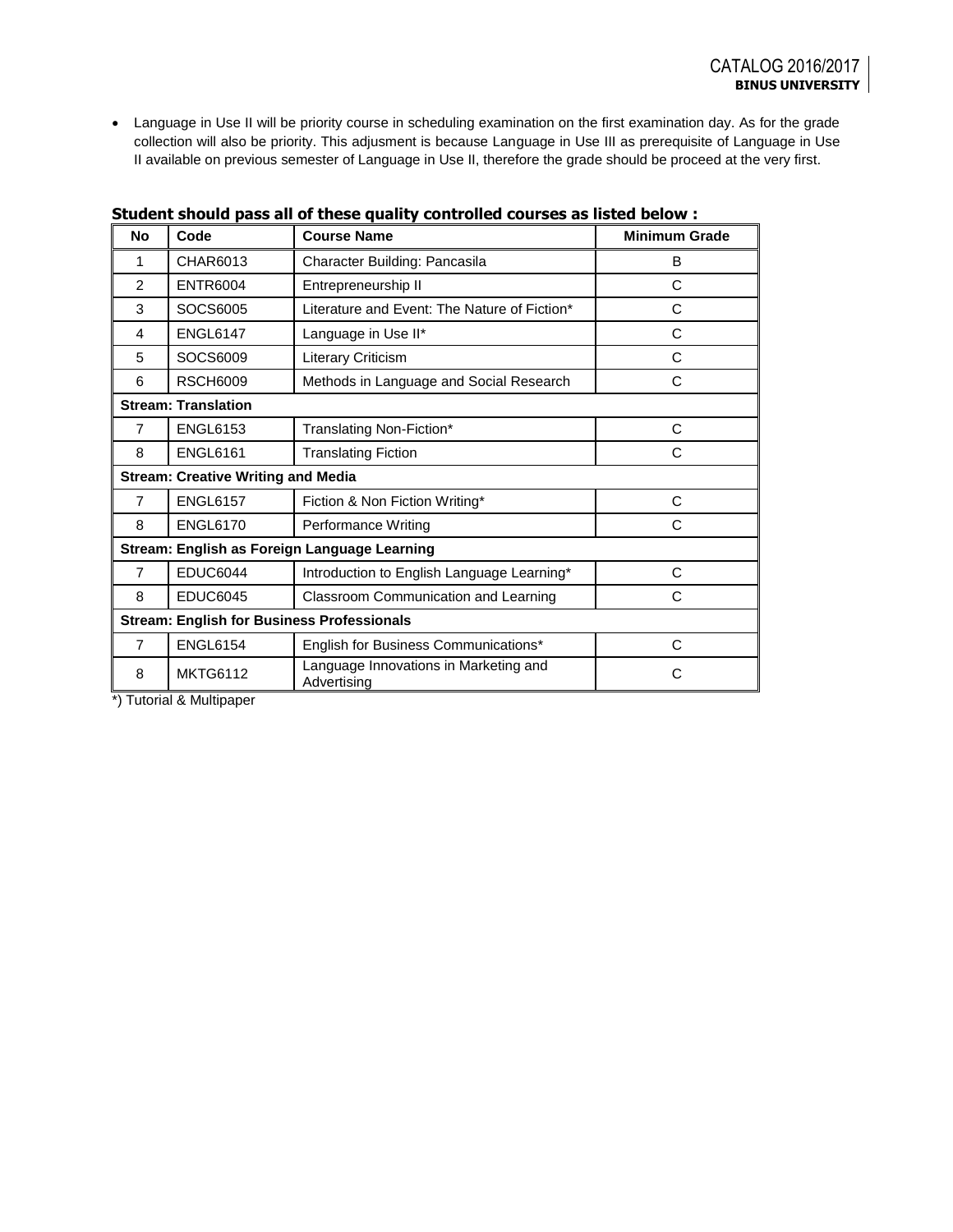- Language in Use II will be priority course in scheduling examination on the first examination day. As for the grade collection will also be priority. This adjusment is because Language in Use III as prerequisite of Language in Use II available on previous semester of Language in Use II, therefore the grade should be proceed at the very first.

**Student should pass all of these quality controlled courses as listed below :**

| No | Code | Course Name | Minimum Grade |
|---|---|---|---|
| 1 | CHAR6013 | Character Building: Pancasila | B |
| 2 | ENTR6004 | Entrepreneurship II | C |
| 3 | SOCS6005 | Literature and Event: The Nature of Fiction* | C |
| 4 | ENGL6147 | Language in Use II* | C |
| 5 | SOCS6009 | Literary Criticism | C |
| 6 | RSCH6009 | Methods in Language and Social Research | C |
| **Stream: Translation** | | | |
| 7 | ENGL6153 | Translating Non-Fiction* | C |
| 8 | ENGL6161 | Translating Fiction | C |
| **Stream: Creative Writing and Media** | | | |
| 7 | ENGL6157 | Fiction & Non Fiction Writing* | C |
| 8 | ENGL6170 | Performance Writing | C |
| **Stream: English as Foreign Language Learning** | | | |
| 7 | EDUC6044 | Introduction to English Language Learning* | C |
| 8 | EDUC6045 | Classroom Communication and Learning | C |
| **Stream: English for Business Professionals** | | | |
| 7 | ENGL6154 | English for Business Communications* | C |
| 8 | MKTG6112 | Language Innovations in Marketing and Advertising | C |

*) Tutorial & Multipaper